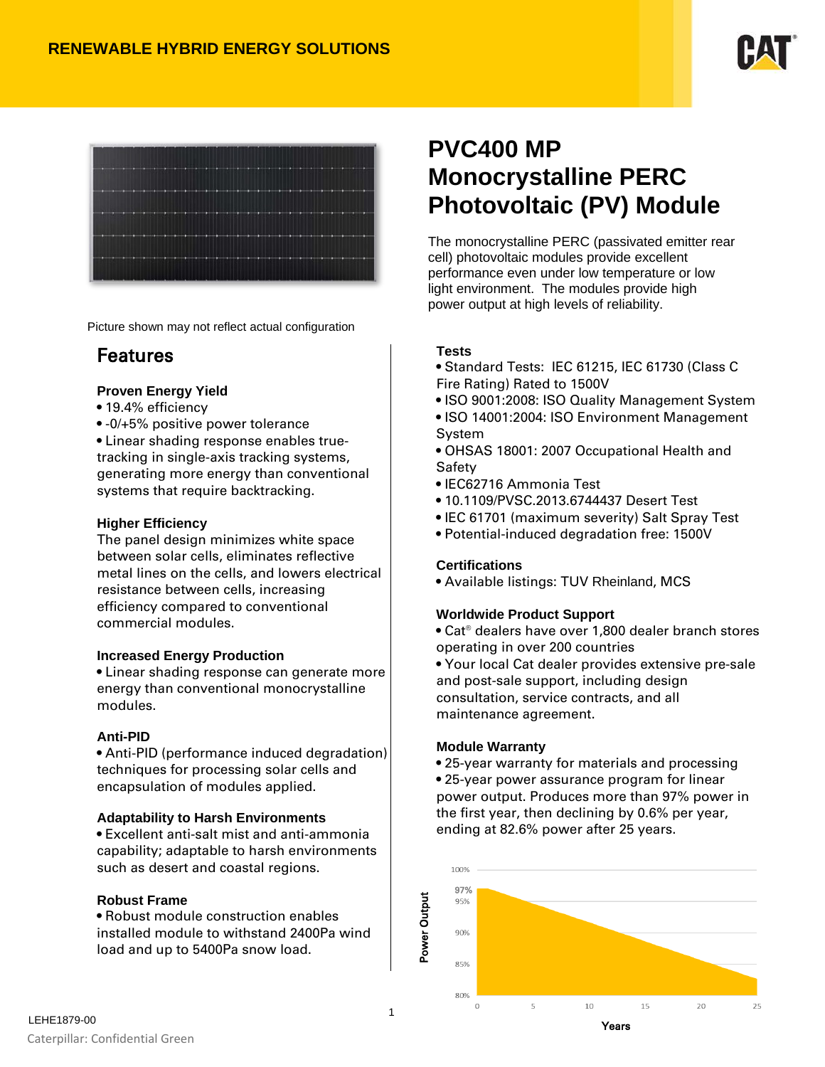RENEWABLE HYBRID ENERGY SOLUTIONS

# PVC400 MP Monocrystalline PERC Photovoltaic (PV) Module

The monocrystalline PERC (passivated emitter rear cell) photovoltaic modules provide excellent performance even under low temperature or low light environment. The modules provide high power output at high levels of reliability.

Picture shown may not reflect actual configuration

## Features

### Proven Energy Yield

- 19.4% efficiency
- -0/+5% positive power tolerance
- Linear shading response enables true-tracking in single-axis tracking systems, generating more energy than conventional systems that require backtracking.

### Higher Efficiency

The panel design minimizes white space between solar cells, eliminates reflective metal lines on the cells, and lowers electrical resistance between cells, increasing efficiency compared to conventional commercial modules.

### Increased Energy Production

- Linear shading response can generate more energy than conventional monocrystalline modules.

### Anti-PID

- Anti-PID (performance induced degradation) techniques for processing solar cells and encapsulation of modules applied.

### Adaptability to Harsh Environments

- Excellent anti-salt mist and anti-ammonia capability; adaptable to harsh environments such as desert and coastal regions.

### Robust Frame

- Robust module construction enables installed module to withstand 2400Pa wind load and up to 5400Pa snow load.

### Tests

- Standard Tests: IEC 61215, IEC 61730 (Class C Fire Rating) Rated to 1500V
- ISO 9001:2008: ISO Quality Management System
- ISO 14001:2004: ISO Environment Management System
- OHSAS 18001: 2007 Occupational Health and Safety
- IEC62716 Ammonia Test
- 10.1109/PVSC.2013.6744437 Desert Test
- IEC 61701 (maximum severity) Salt Spray Test
- Potential-induced degradation free: 1500V

### Certifications

- Available listings: TUV Rheinland, MCS

### Worldwide Product Support

- Cat® dealers have over 1,800 dealer branch stores operating in over 200 countries
- Your local Cat dealer provides extensive pre-sale and post-sale support, including design consultation, service contracts, and all maintenance agreement.

### Module Warranty

- 25-year warranty for materials and processing
- 25-year power assurance program for linear power output. Produces more than 97% power in the first year, then declining by 0.6% per year, ending at 82.6% power after 25 years.

Power Output: 100%, 97%, 95%, 90%, 85%, 80%

Years: 0, 5, 10, 15, 20, 25

LEHE1879-00

Caterpillar: Confidential Green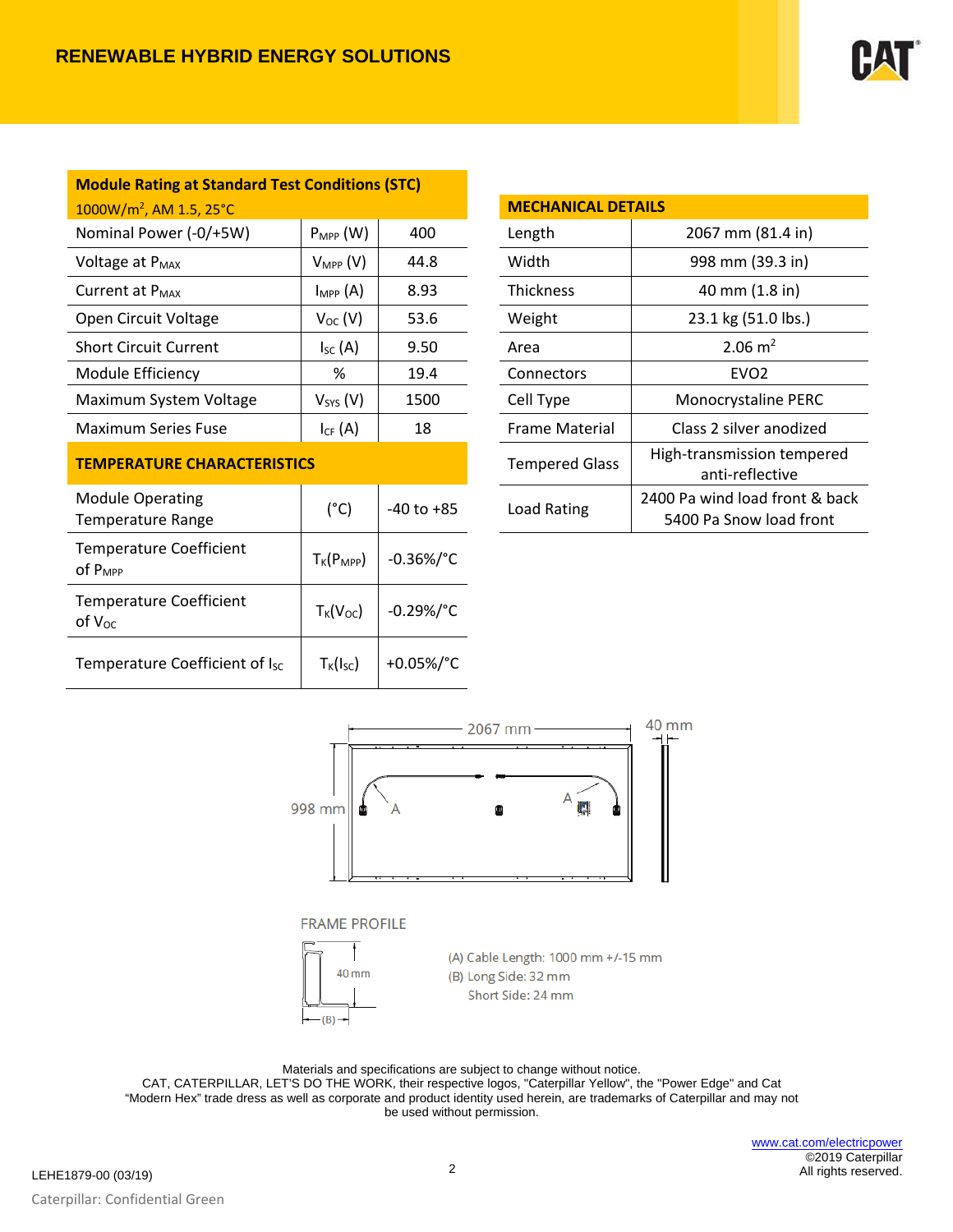## RENEWABLE HYBRID ENERGY SOLUTIONS

| Module Rating at Standard Test Conditions (STC) 1000W/m², AM 1.5, 25°C | | |
|---|---|---|
| Nominal Power (-0/+5W) | $P_{MPP}$ (W) | 400 |
| Voltage at $P_{MAX}$ | $V_{MPP}$ (V) | 44.8 |
| Current at $P_{MAX}$ | $I_{MPP}$ (A) | 8.93 |
| Open Circuit Voltage | $V_{OC}$ (V) | 53.6 |
| Short Circuit Current | $I_{SC}$ (A) | 9.50 |
| Module Efficiency | % | 19.4 |
| Maximum System Voltage | $V_{SYS}$ (V) | 1500 |
| Maximum Series Fuse | $I_{CF}$ (A) | 18 |

| TEMPERATURE CHARACTERISTICS | | |
|---|---|---|
| Module Operating Temperature Range | (°C) | -40 to +85 |
| Temperature Coefficient of $P_{MPP}$ | $T_K(P_{MPP})$ | -0.36%/°C |
| Temperature Coefficient of $V_{OC}$ | $T_K(V_{OC})$ | -0.29%/°C |
| Temperature Coefficient of $I_{SC}$ | $T_K(I_{SC})$ | +0.05%/°C |

| MECHANICAL DETAILS | |
|---|---|
| Length | 2067 mm (81.4 in) |
| Width | 998 mm (39.3 in) |
| Thickness | 40 mm (1.8 in) |
| Weight | 23.1 kg (51.0 lbs.) |
| Area | 2.06 m² |
| Connectors | EVO2 |
| Cell Type | Monocrystaline PERC |
| Frame Material | Class 2 silver anodized |
| Tempered Glass | High-transmission tempered anti-reflective |
| Load Rating | 2400 Pa wind load front & back<br>5400 Pa Snow load front |

2067 mm

40 mm

998 mm

A

A

FRAME PROFILE

40 mm

(B)

(A) Cable Length: 1000 mm +/-15 mm
(B) Long Side: 32 mm
Short Side: 24 mm

Materials and specifications are subject to change without notice.
CAT, CATERPILLAR, LET'S DO THE WORK, their respective logos, "Caterpillar Yellow", the "Power Edge" and Cat "Modern Hex" trade dress as well as corporate and product identity used herein, are trademarks of Caterpillar and may not be used without permission.

LEHE1879-00 (03/19)

www.cat.com/electricpower
©2019 Caterpillar
All rights reserved.

Caterpillar: Confidential Green